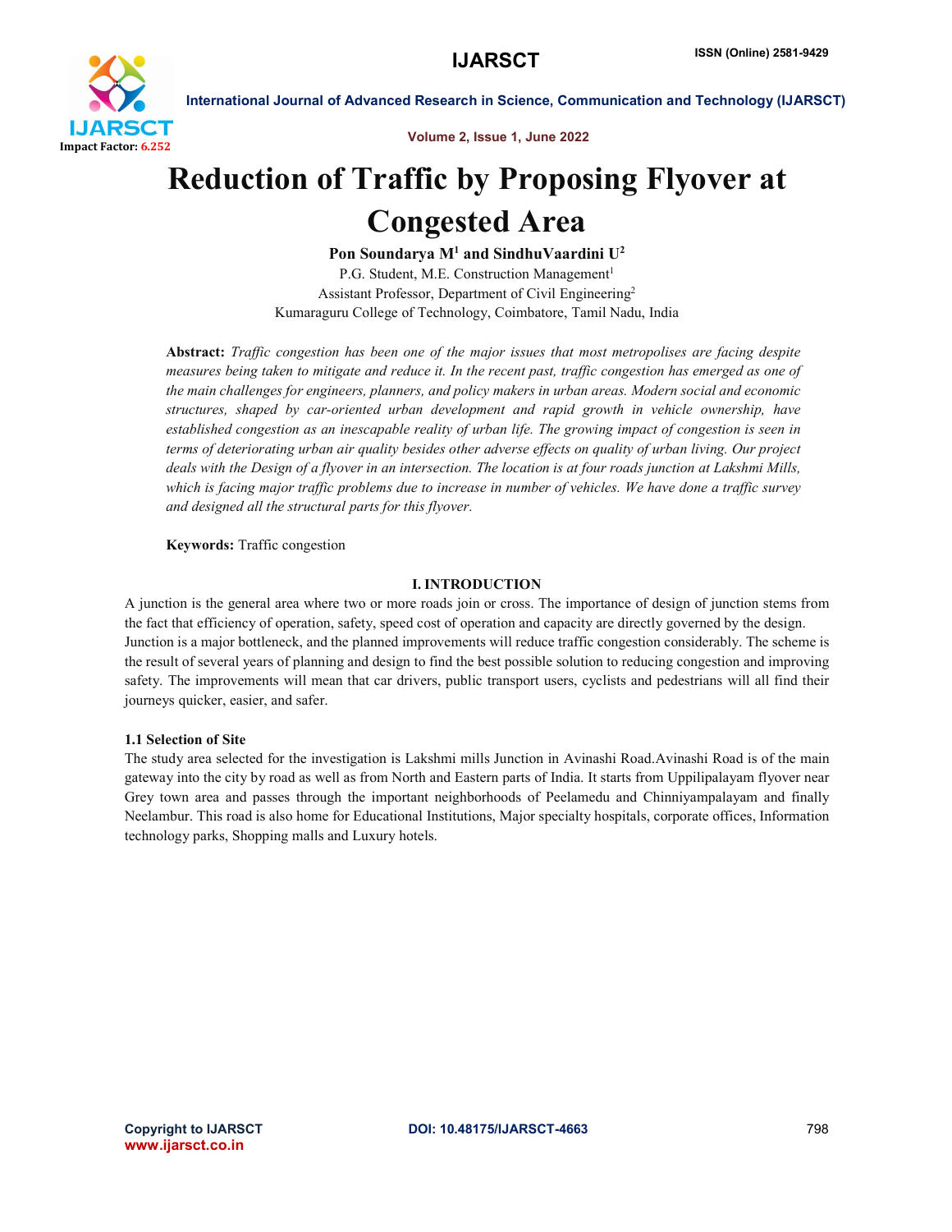# Reduction of Traffic by Proposing Flyover at Congested Area

**Pon Soundarya M[1] and SindhuVaardini U[2]**

P.G. Student, M.E. Construction Management[1]
Assistant Professor, Department of Civil Engineering[2]
Kumaraguru College of Technology, Coimbatore, Tamil Nadu, India

**Abstract:** *Traffic congestion has been one of the major issues that most metropolises are facing despite measures being taken to mitigate and reduce it. In the recent past, traffic congestion has emerged as one of the main challenges for engineers, planners, and policy makers in urban areas. Modern social and economic structures, shaped by car-oriented urban development and rapid growth in vehicle ownership, have established congestion as an inescapable reality of urban life. The growing impact of congestion is seen in terms of deteriorating urban air quality besides other adverse effects on quality of urban living. Our project deals with the Design of a flyover in an intersection. The location is at four roads junction at Lakshmi Mills, which is facing major traffic problems due to increase in number of vehicles. We have done a traffic survey and designed all the structural parts for this flyover.*

**Keywords:** Traffic congestion

## I. INTRODUCTION

A junction is the general area where two or more roads join or cross. The importance of design of junction stems from the fact that efficiency of operation, safety, speed cost of operation and capacity are directly governed by the design. Junction is a major bottleneck, and the planned improvements will reduce traffic congestion considerably. The scheme is the result of several years of planning and design to find the best possible solution to reducing congestion and improving safety. The improvements will mean that car drivers, public transport users, cyclists and pedestrians will all find their journeys quicker, easier, and safer.

### 1.1 Selection of Site

The study area selected for the investigation is Lakshmi mills Junction in Avinashi Road.Avinashi Road is of the main gateway into the city by road as well as from North and Eastern parts of India. It starts from Uppilipalayam flyover near Grey town area and passes through the important neighborhoods of Peelamedu and Chinniyampalayam and finally Neelambur. This road is also home for Educational Institutions, Major specialty hospitals, corporate offices, Information technology parks, Shopping malls and Luxury hotels.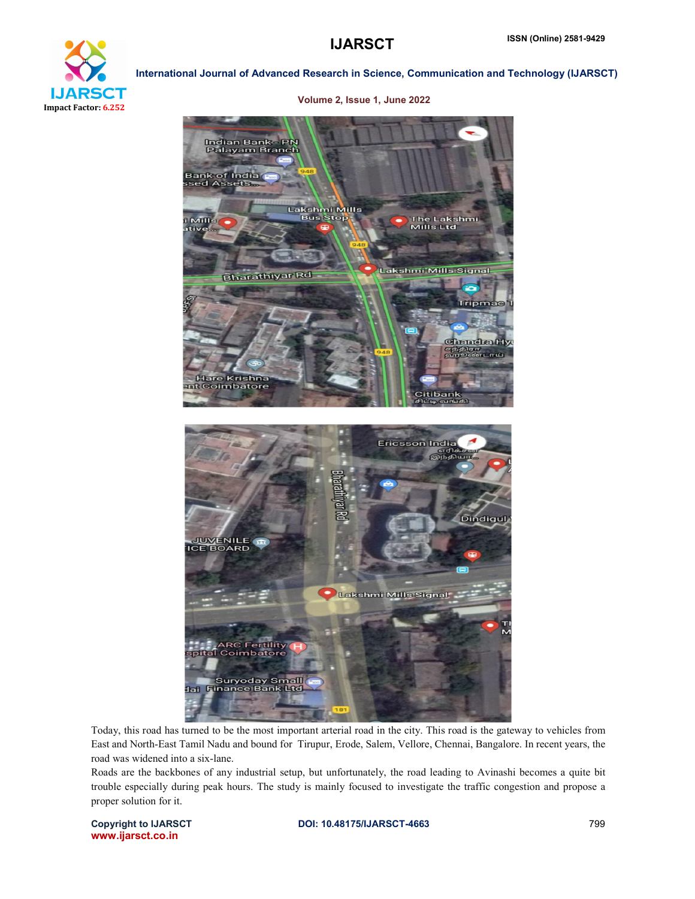Today, this road has turned to be the most important arterial road in the city. This road is the gateway to vehicles from East and North-East Tamil Nadu and bound for Tirupur, Erode, Salem, Vellore, Chennai, Bangalore. In recent years, the road was widened into a six-lane.

Roads are the backbones of any industrial setup, but unfortunately, the road leading to Avinashi becomes a quite bit trouble especially during peak hours. The study is mainly focused to investigate the traffic congestion and propose a proper solution for it.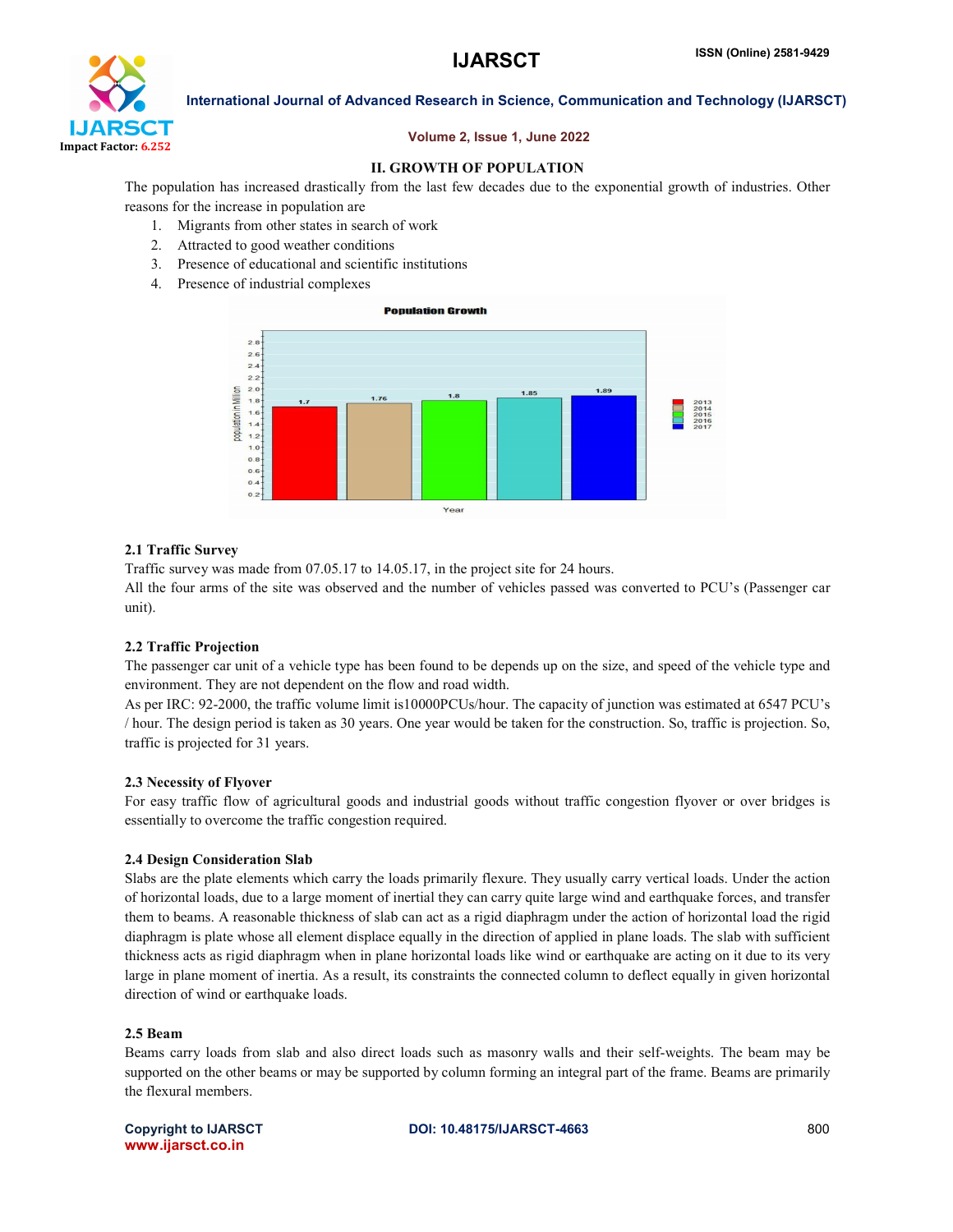## II. GROWTH OF POPULATION

The population has increased drastically from the last few decades due to the exponential growth of industries. Other reasons for the increase in population are

1. Migrants from other states in search of work
2. Attracted to good weather conditions
3. Presence of educational and scientific institutions
4. Presence of industrial complexes

### 2.1 Traffic Survey

Traffic survey was made from 07.05.17 to 14.05.17, in the project site for 24 hours.

All the four arms of the site was observed and the number of vehicles passed was converted to PCU's (Passenger car unit).

### 2.2 Traffic Projection

The passenger car unit of a vehicle type has been found to be depends up on the size, and speed of the vehicle type and environment. They are not dependent on the flow and road width.

As per IRC: 92-2000, the traffic volume limit is10000PCUs/hour. The capacity of junction was estimated at 6547 PCU's / hour. The design period is taken as 30 years. One year would be taken for the construction. So, traffic is projection. So, traffic is projected for 31 years.

### 2.3 Necessity of Flyover

For easy traffic flow of agricultural goods and industrial goods without traffic congestion flyover or over bridges is essentially to overcome the traffic congestion required.

### 2.4 Design Consideration Slab

Slabs are the plate elements which carry the loads primarily flexure. They usually carry vertical loads. Under the action of horizontal loads, due to a large moment of inertial they can carry quite large wind and earthquake forces, and transfer them to beams. A reasonable thickness of slab can act as a rigid diaphragm under the action of horizontal load the rigid diaphragm is plate whose all element displace equally in the direction of applied in plane loads. The slab with sufficient thickness acts as rigid diaphragm when in plane horizontal loads like wind or earthquake are acting on it due to its very large in plane moment of inertia. As a result, its constraints the connected column to deflect equally in given horizontal direction of wind or earthquake loads.

### 2.5 Beam

Beams carry loads from slab and also direct loads such as masonry walls and their self-weights. The beam may be supported on the other beams or may be supported by column forming an integral part of the frame. Beams are primarily the flexural members.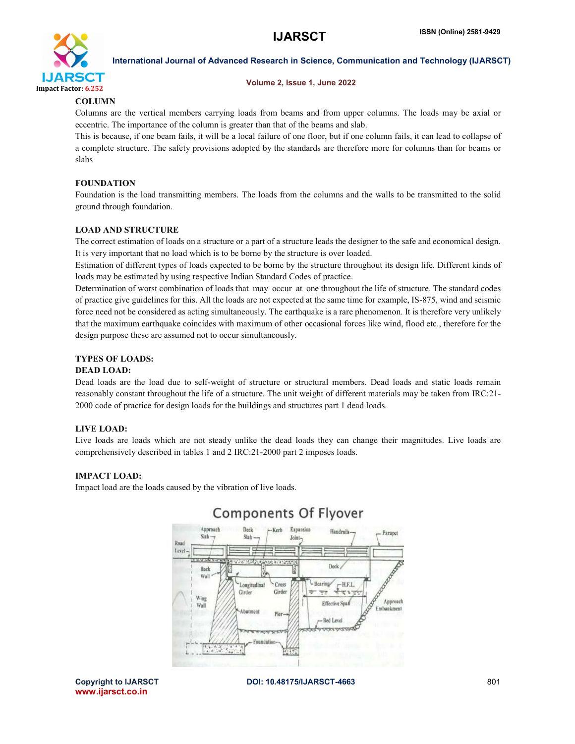## COLUMN

Columns are the vertical members carrying loads from beams and from upper columns. The loads may be axial or eccentric. The importance of the column is greater than that of the beams and slab.

This is because, if one beam fails, it will be a local failure of one floor, but if one column fails, it can lead to collapse of a complete structure. The safety provisions adopted by the standards are therefore more for columns than for beams or slabs

## FOUNDATION

Foundation is the load transmitting members. The loads from the columns and the walls to be transmitted to the solid ground through foundation.

## LOAD AND STRUCTURE

The correct estimation of loads on a structure or a part of a structure leads the designer to the safe and economical design. It is very important that no load which is to be borne by the structure is over loaded.

Estimation of different types of loads expected to be borne by the structure throughout its design life. Different kinds of loads may be estimated by using respective Indian Standard Codes of practice.

Determination of worst combination of loads that may occur at one throughout the life of structure. The standard codes of practice give guidelines for this. All the loads are not expected at the same time for example, IS-875, wind and seismic force need not be considered as acting simultaneously. The earthquake is a rare phenomenon. It is therefore very unlikely that the maximum earthquake coincides with maximum of other occasional forces like wind, flood etc., therefore for the design purpose these are assumed not to occur simultaneously.

## TYPES OF LOADS:

### DEAD LOAD:

Dead loads are the load due to self-weight of structure or structural members. Dead loads and static loads remain reasonably constant throughout the life of a structure. The unit weight of different materials may be taken from IRC:21-2000 code of practice for design loads for the buildings and structures part 1 dead loads.

### LIVE LOAD:

Live loads are loads which are not steady unlike the dead loads they can change their magnitudes. Live loads are comprehensively described in tables 1 and 2 IRC:21-2000 part 2 imposes loads.

### IMPACT LOAD:

Impact load are the loads caused by the vibration of live loads.

Components Of Flyover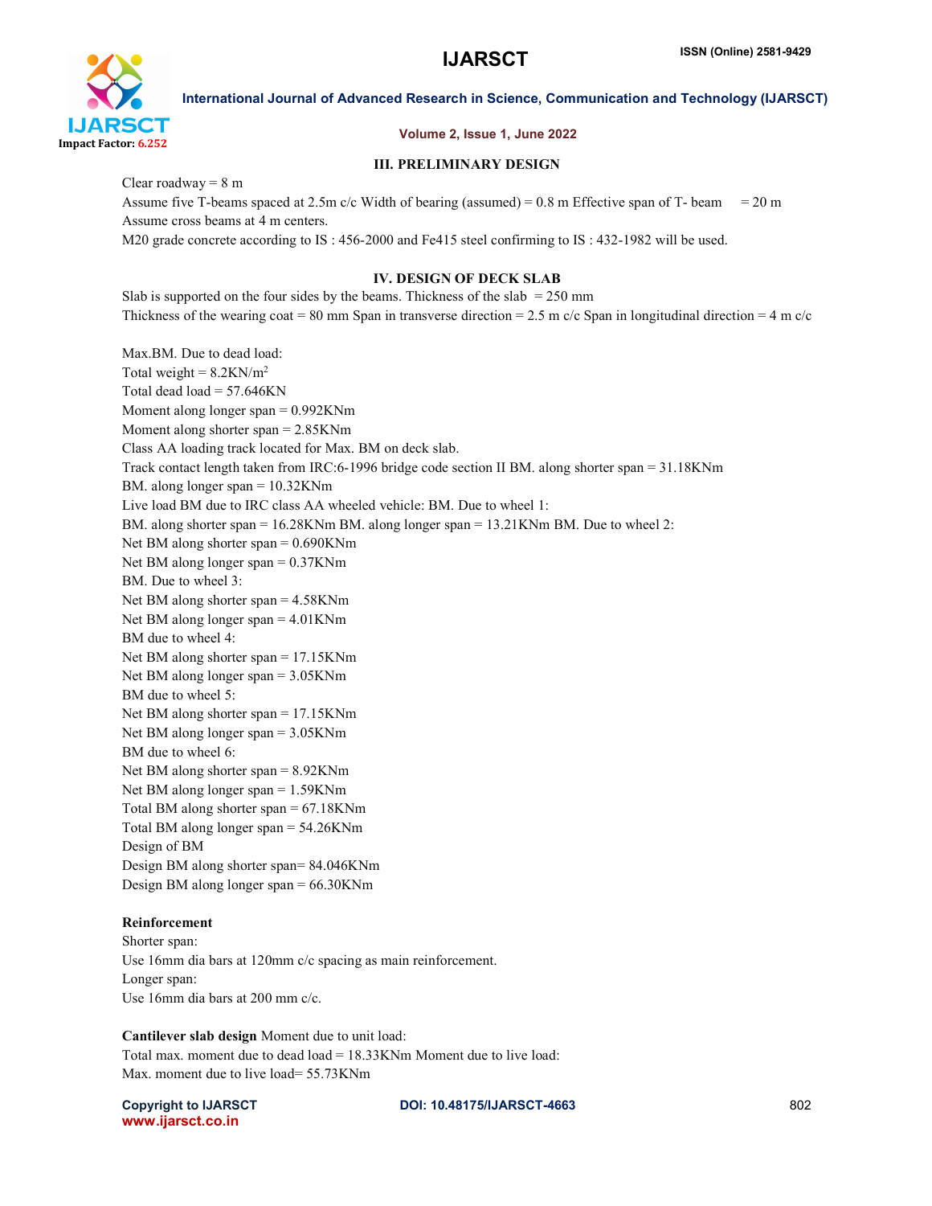## III. PRELIMINARY DESIGN

Clear roadway = 8 m

Assume five T-beams spaced at 2.5m c/c Width of bearing (assumed) = 0.8 m Effective span of T- beam = 20 m

Assume cross beams at 4 m centers.

M20 grade concrete according to IS : 456-2000 and Fe415 steel confirming to IS : 432-1982 will be used.

## IV. DESIGN OF DECK SLAB

Slab is supported on the four sides by the beams. Thickness of the slab = 250 mm

Thickness of the wearing coat = 80 mm Span in transverse direction = 2.5 m c/c Span in longitudinal direction = 4 m c/c

Max.BM. Due to dead load:

Total weight = 8.2KN/$m^2$

Total dead load = 57.646KN

Moment along longer span = 0.992KNm

Moment along shorter span = 2.85KNm

Class AA loading track located for Max. BM on deck slab.

Track contact length taken from IRC:6-1996 bridge code section II BM. along shorter span = 31.18KNm

BM. along longer span = 10.32KNm

Live load BM due to IRC class AA wheeled vehicle: BM. Due to wheel 1:

BM. along shorter span = 16.28KNm BM. along longer span = 13.21KNm BM. Due to wheel 2:

Net BM along shorter span = 0.690KNm

Net BM along longer span = 0.37KNm

BM. Due to wheel 3:

Net BM along shorter span = 4.58KNm

Net BM along longer span = 4.01KNm

BM due to wheel 4:

Net BM along shorter span = 17.15KNm

Net BM along longer span = 3.05KNm

BM due to wheel 5:

Net BM along shorter span = 17.15KNm

Net BM along longer span = 3.05KNm

BM due to wheel 6:

Net BM along shorter span = 8.92KNm

Net BM along longer span = 1.59KNm

Total BM along shorter span = 67.18KNm

Total BM along longer span = 54.26KNm

Design of BM

Design BM along shorter span= 84.046KNm

Design BM along longer span = 66.30KNm

**Reinforcement**

Shorter span:

Use 16mm dia bars at 120mm c/c spacing as main reinforcement.

Longer span:

Use 16mm dia bars at 200 mm c/c.

**Cantilever slab design** Moment due to unit load:

Total max. moment due to dead load = 18.33KNm Moment due to live load:

Max. moment due to live load= 55.73KNm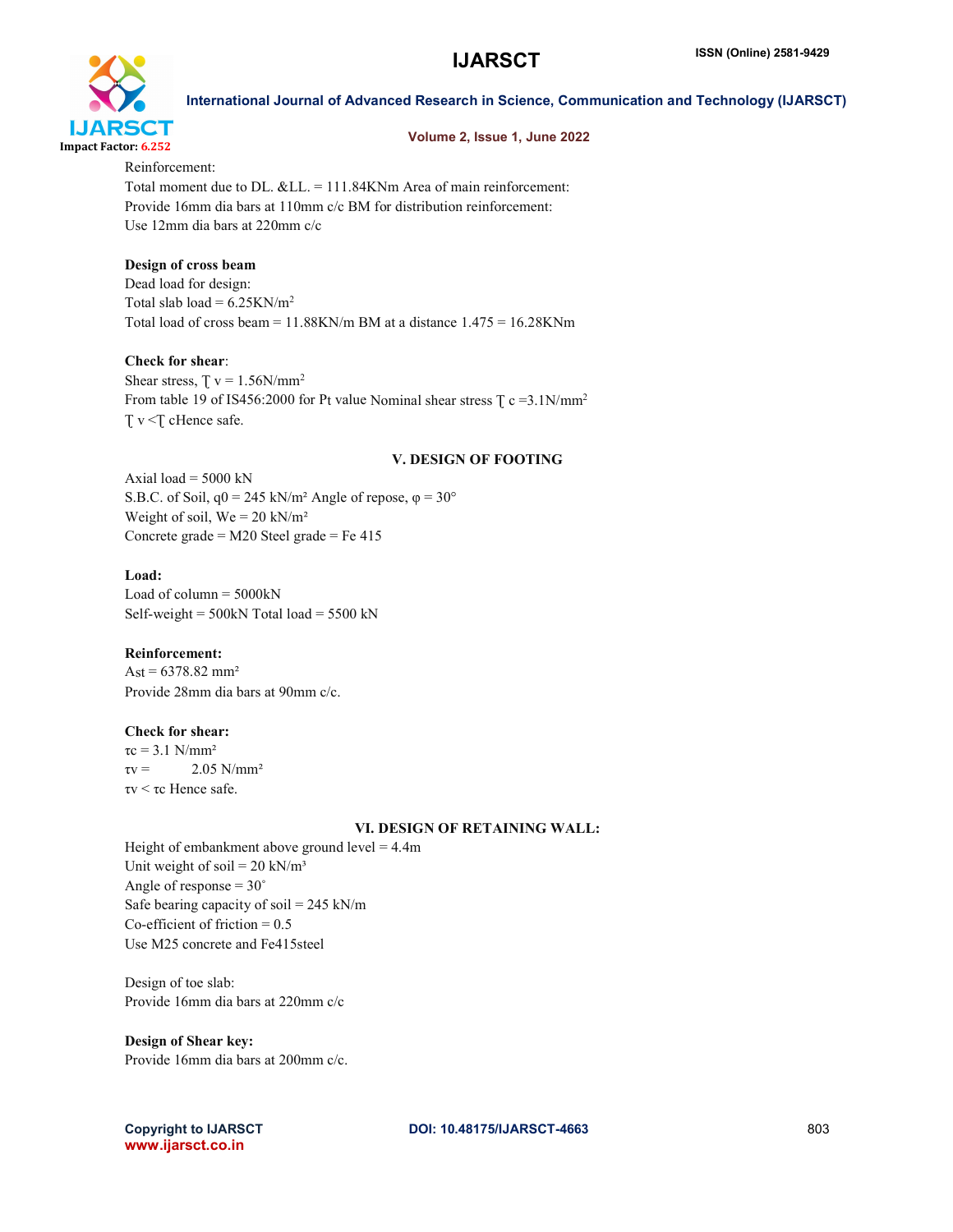Reinforcement:

Total moment due to DL. &LL. = 111.84KNm Area of main reinforcement:

Provide 16mm dia bars at 110mm c/c BM for distribution reinforcement:

Use 12mm dia bars at 220mm c/c

**Design of cross beam**

Dead load for design:

Total slab load = 6.25KN/m$^2$

Total load of cross beam = 11.88KN/m BM at a distance 1.475 = 16.28KNm

**Check for shear**:

Shear stress, $\tau_v$ = 1.56N/mm$^2$

From table 19 of IS456:2000 for Pt value Nominal shear stress $\tau_c$ =3.1N/mm$^2$

$\tau_v < \tau_c$ Hence safe.

## V. DESIGN OF FOOTING

Axial load = 5000 kN

S.B.C. of Soil, $q_0$ = 245 kN/m² Angle of repose, $\varphi$ = 30°

Weight of soil, We = 20 kN/m²

Concrete grade = M20 Steel grade = Fe 415

**Load:**

Load of column = 5000kN

Self-weight = 500kN Total load = 5500 kN

**Reinforcement:**

Ast = 6378.82 mm²

Provide 28mm dia bars at 90mm c/c.

**Check for shear:**

$\tau_c$ = 3.1 N/mm²

$\tau_v$ = 2.05 N/mm²

$\tau_v < \tau_c$ Hence safe.

## VI. DESIGN OF RETAINING WALL:

Height of embankment above ground level = 4.4m

Unit weight of soil = 20 kN/m³

Angle of response = 30˚

Safe bearing capacity of soil = 245 kN/m

Co-efficient of friction = 0.5

Use M25 concrete and Fe415steel

Design of toe slab:

Provide 16mm dia bars at 220mm c/c

**Design of Shear key:**

Provide 16mm dia bars at 200mm c/c.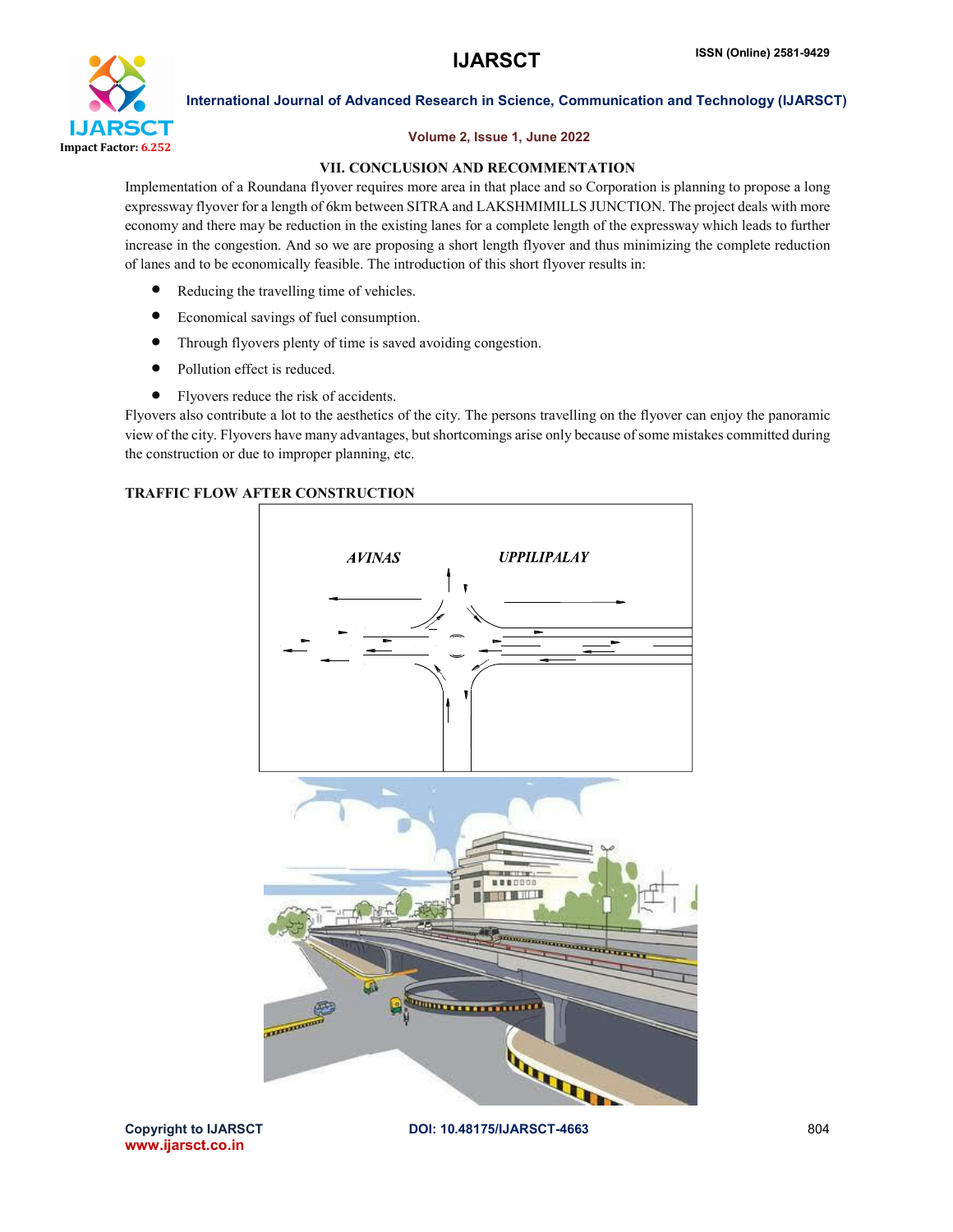## VII. CONCLUSION AND RECOMMENTATION

Implementation of a Roundana flyover requires more area in that place and so Corporation is planning to propose a long expressway flyover for a length of 6km between SITRA and LAKSHMIMILLS JUNCTION. The project deals with more economy and there may be reduction in the existing lanes for a complete length of the expressway which leads to further increase in the congestion. And so we are proposing a short length flyover and thus minimizing the complete reduction of lanes and to be economically feasible. The introduction of this short flyover results in:

- Reducing the travelling time of vehicles.
- Economical savings of fuel consumption.
- Through flyovers plenty of time is saved avoiding congestion.
- Pollution effect is reduced.
- Flyovers reduce the risk of accidents.

Flyovers also contribute a lot to the aesthetics of the city. The persons travelling on the flyover can enjoy the panoramic view of the city. Flyovers have many advantages, but shortcomings arise only because of some mistakes committed during the construction or due to improper planning, etc.

**TRAFFIC FLOW AFTER CONSTRUCTION**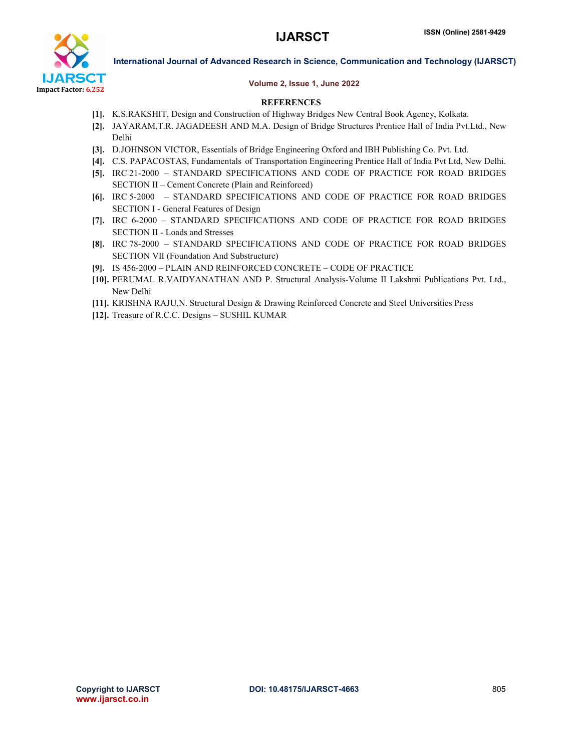## REFERENCES

[1]. K.S.RAKSHIT, Design and Construction of Highway Bridges New Central Book Agency, Kolkata.

[2]. JAYARAM,T.R. JAGADEESH AND M.A. Design of Bridge Structures Prentice Hall of India Pvt.Ltd., New Delhi

[3]. D.JOHNSON VICTOR, Essentials of Bridge Engineering Oxford and IBH Publishing Co. Pvt. Ltd.

[4]. C.S. PAPACOSTAS, Fundamentals of Transportation Engineering Prentice Hall of India Pvt Ltd, New Delhi.

[5]. IRC 21-2000 – STANDARD SPECIFICATIONS AND CODE OF PRACTICE FOR ROAD BRIDGES SECTION II – Cement Concrete (Plain and Reinforced)

[6]. IRC 5-2000 – STANDARD SPECIFICATIONS AND CODE OF PRACTICE FOR ROAD BRIDGES SECTION I - General Features of Design

[7]. IRC 6-2000 – STANDARD SPECIFICATIONS AND CODE OF PRACTICE FOR ROAD BRIDGES SECTION II - Loads and Stresses

[8]. IRC 78-2000 – STANDARD SPECIFICATIONS AND CODE OF PRACTICE FOR ROAD BRIDGES SECTION VII (Foundation And Substructure)

[9]. IS 456-2000 – PLAIN AND REINFORCED CONCRETE – CODE OF PRACTICE

[10]. PERUMAL R.VAIDYANATHAN AND P. Structural Analysis-Volume II Lakshmi Publications Pvt. Ltd., New Delhi

[11]. KRISHNA RAJU,N. Structural Design & Drawing Reinforced Concrete and Steel Universities Press

[12]. Treasure of R.C.C. Designs – SUSHIL KUMAR